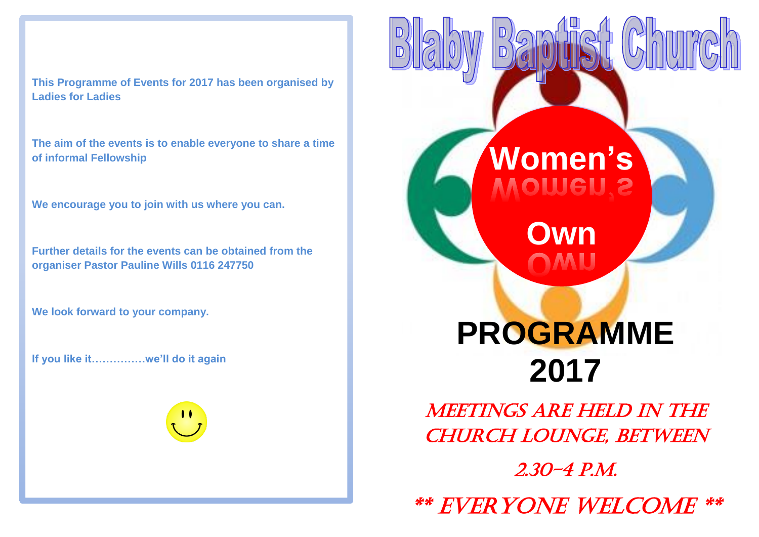This Programme of Events for 2017 has been organised by Ladies for Ladies

The aim of the events is to enable everyone to share a time of informal Fellowship

We encourage you to join with us where you can.

Further details for the events can be obtained from the organiser Pastor Pauline Wills 0116 247750

We look forward to your company.

If you like it……………we'll do it again

# Blaby Baptist Church

## Women's Own

# PROGRAMME 2017

MEETINGS ARE HELD IN THE CHURCH LOUNGE, BETWEEN

2.30–4 P.M.

** EVERYONE WELCOME **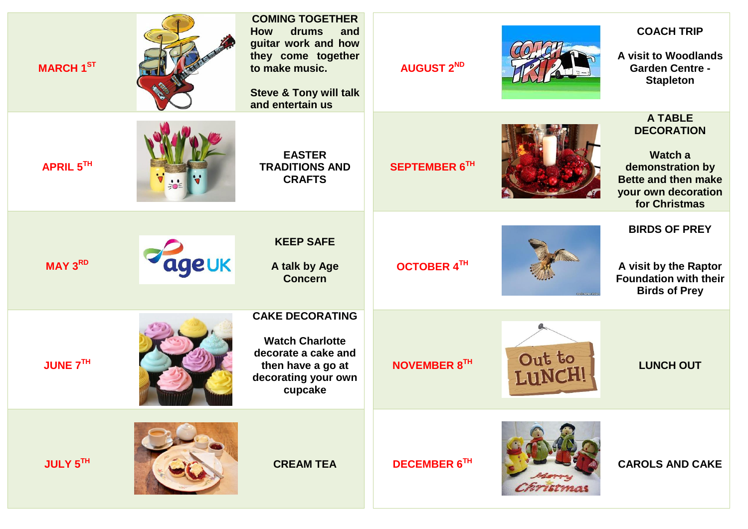| | |
| --- | --- |
| MARCH 1ST | **COMING TOGETHER** How drums and guitar work and how they come together to make music. Steve & Tony will talk and entertain us |
| APRIL 5TH | **EASTER TRADITIONS AND CRAFTS** |
| MAY 3RD | **KEEP SAFE** A talk by Age Concern |
| JUNE 7TH | **CAKE DECORATING** Watch Charlotte decorate a cake and then have a go at decorating your own cupcake |
| JULY 5TH | **CREAM TEA** |
| AUGUST 2ND | **COACH TRIP** A visit to Woodlands Garden Centre - Stapleton |
| SEPTEMBER 6TH | **A TABLE DECORATION** Watch a demonstration by Bette and then make your own decoration for Christmas |
| OCTOBER 4TH | **BIRDS OF PREY** A visit by the Raptor Foundation with their Birds of Prey |
| NOVEMBER 8TH | **LUNCH OUT** |
| DECEMBER 6TH | **CAROLS AND CAKE** |